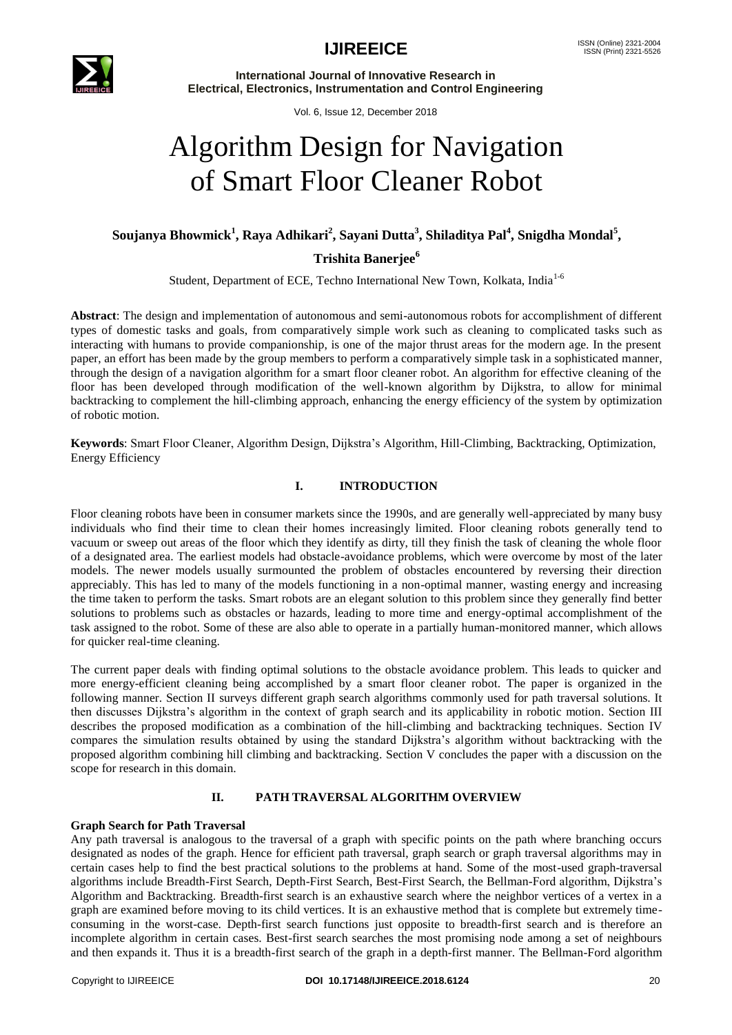# Algorithm Design for Navigation of Smart Floor Cleaner Robot

**Soujanya Bhowmick[1], Raya Adhikari[2], Sayani Dutta[3], Shiladitya Pal[4], Snigdha Mondal[5], Trishita Banerjee[6]**

Student, Department of ECE, Techno International New Town, Kolkata, India[1-6]

**Abstract**: The design and implementation of autonomous and semi-autonomous robots for accomplishment of different types of domestic tasks and goals, from comparatively simple work such as cleaning to complicated tasks such as interacting with humans to provide companionship, is one of the major thrust areas for the modern age. In the present paper, an effort has been made by the group members to perform a comparatively simple task in a sophisticated manner, through the design of a navigation algorithm for a smart floor cleaner robot. An algorithm for effective cleaning of the floor has been developed through modification of the well-known algorithm by Dijkstra, to allow for minimal backtracking to complement the hill-climbing approach, enhancing the energy efficiency of the system by optimization of robotic motion.

**Keywords**: Smart Floor Cleaner, Algorithm Design, Dijkstra's Algorithm, Hill-Climbing, Backtracking, Optimization, Energy Efficiency

## I. INTRODUCTION

Floor cleaning robots have been in consumer markets since the 1990s, and are generally well-appreciated by many busy individuals who find their time to clean their homes increasingly limited. Floor cleaning robots generally tend to vacuum or sweep out areas of the floor which they identify as dirty, till they finish the task of cleaning the whole floor of a designated area. The earliest models had obstacle-avoidance problems, which were overcome by most of the later models. The newer models usually surmounted the problem of obstacles encountered by reversing their direction appreciably. This has led to many of the models functioning in a non-optimal manner, wasting energy and increasing the time taken to perform the tasks. Smart robots are an elegant solution to this problem since they generally find better solutions to problems such as obstacles or hazards, leading to more time and energy-optimal accomplishment of the task assigned to the robot. Some of these are also able to operate in a partially human-monitored manner, which allows for quicker real-time cleaning.

The current paper deals with finding optimal solutions to the obstacle avoidance problem. This leads to quicker and more energy-efficient cleaning being accomplished by a smart floor cleaner robot. The paper is organized in the following manner. Section II surveys different graph search algorithms commonly used for path traversal solutions. It then discusses Dijkstra's algorithm in the context of graph search and its applicability in robotic motion. Section III describes the proposed modification as a combination of the hill-climbing and backtracking techniques. Section IV compares the simulation results obtained by using the standard Dijkstra's algorithm without backtracking with the proposed algorithm combining hill climbing and backtracking. Section V concludes the paper with a discussion on the scope for research in this domain.

## II. PATH TRAVERSAL ALGORITHM OVERVIEW

**Graph Search for Path Traversal**

Any path traversal is analogous to the traversal of a graph with specific points on the path where branching occurs designated as nodes of the graph. Hence for efficient path traversal, graph search or graph traversal algorithms may in certain cases help to find the best practical solutions to the problems at hand. Some of the most-used graph-traversal algorithms include Breadth-First Search, Depth-First Search, Best-First Search, the Bellman-Ford algorithm, Dijkstra's Algorithm and Backtracking. Breadth-first search is an exhaustive search where the neighbor vertices of a vertex in a graph are examined before moving to its child vertices. It is an exhaustive method that is complete but extremely time-consuming in the worst-case. Depth-first search functions just opposite to breadth-first search and is therefore an incomplete algorithm in certain cases. Best-first search searches the most promising node among a set of neighbours and then expands it. Thus it is a breadth-first search of the graph in a depth-first manner. The Bellman-Ford algorithm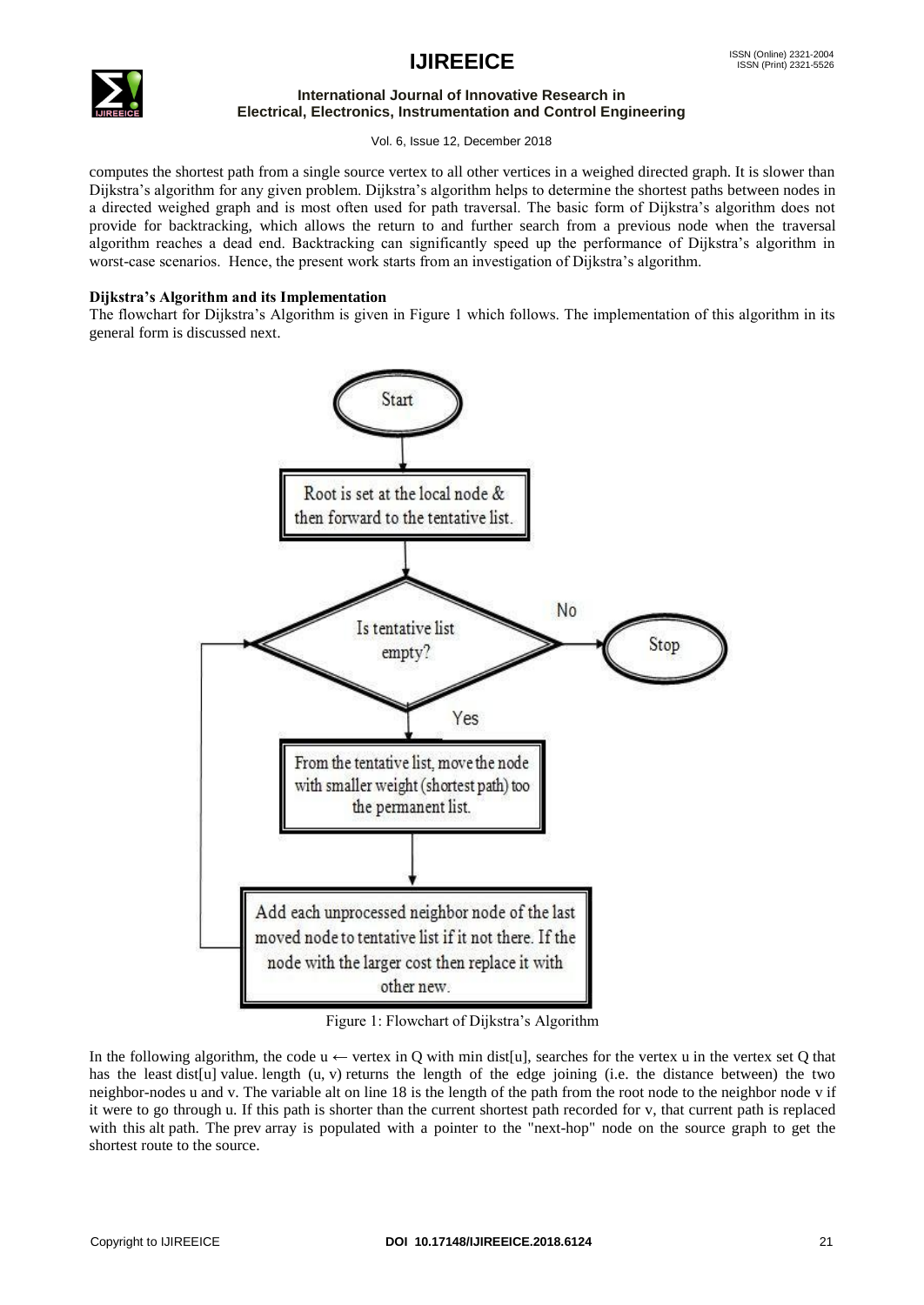computes the shortest path from a single source vertex to all other vertices in a weighed directed graph. It is slower than Dijkstra's algorithm for any given problem. Dijkstra's algorithm helps to determine the shortest paths between nodes in a directed weighed graph and is most often used for path traversal. The basic form of Dijkstra's algorithm does not provide for backtracking, which allows the return to and further search from a previous node when the traversal algorithm reaches a dead end. Backtracking can significantly speed up the performance of Dijkstra's algorithm in worst-case scenarios. Hence, the present work starts from an investigation of Dijkstra's algorithm.

**Dijkstra's Algorithm and its Implementation**

The flowchart for Dijkstra's Algorithm is given in Figure 1 which follows. The implementation of this algorithm in its general form is discussed next.

Start → Root is set at the local node & then forward to the tentative list. → Is tentative list empty? (No → Stop; Yes → From the tentative list, move the node with smaller weight (shortest path) too the permanent list. → Add each unprocessed neighbor node of the last moved node to tentative list if it not there. If the node with the larger cost then replace it with other new. → back to decision)

Figure 1: Flowchart of Dijkstra's Algorithm

In the following algorithm, the code u ← vertex in Q with min dist[u], searches for the vertex u in the vertex set Q that has the least dist[u] value. length (u, v) returns the length of the edge joining (i.e. the distance between) the two neighbor-nodes u and v. The variable alt on line 18 is the length of the path from the root node to the neighbor node v if it were to go through u. If this path is shorter than the current shortest path recorded for v, that current path is replaced with this alt path. The prev array is populated with a pointer to the "next-hop" node on the source graph to get the shortest route to the source.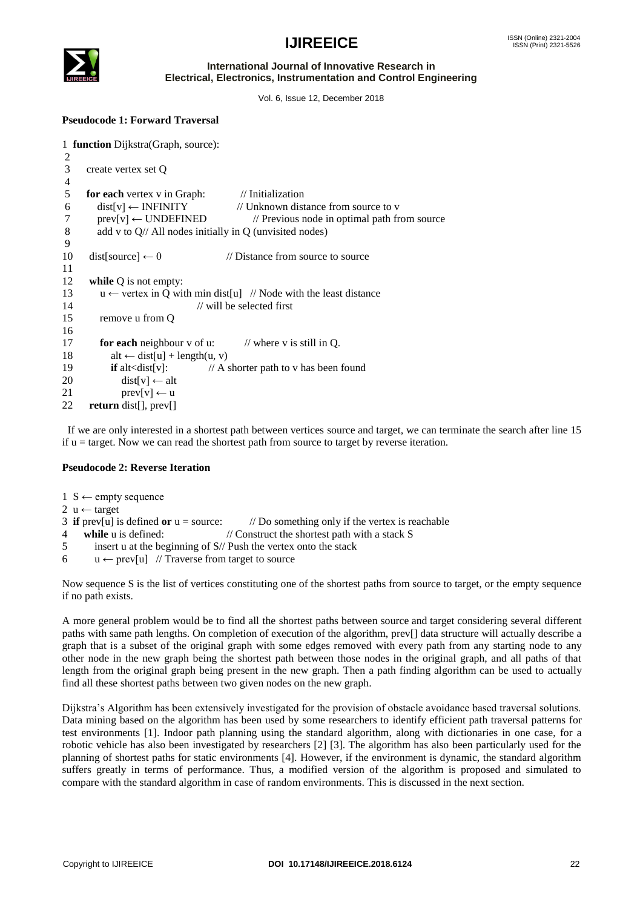**Pseudocode 1: Forward Traversal**

```
1  function Dijkstra(Graph, source):
2
3    create vertex set Q
4
5    for each vertex v in Graph:          // Initialization
6      dist[v] ← INFINITY                 // Unknown distance from source to v
7      prev[v] ← UNDEFINED                // Previous node in optimal path from source
8      add v to Q// All nodes initially in Q (unvisited nodes)
9
10   dist[source] ← 0                     // Distance from source to source
11
12   while Q is not empty:
13     u ← vertex in Q with min dist[u]   // Node with the least distance
14                                        // will be selected first
15     remove u from Q
16
17     for each neighbour v of u:         // where v is still in Q.
18       alt ← dist[u] + length(u, v)
19       if alt<dist[v]:                  // A shorter path to v has been found
20         dist[v] ← alt
21         prev[v] ← u
22   return dist[], prev[]
```

If we are only interested in a shortest path between vertices source and target, we can terminate the search after line 15 if u = target. Now we can read the shortest path from source to target by reverse iteration.

**Pseudocode 2: Reverse Iteration**

```
1 S ← empty sequence
2 u ← target
3 if prev[u] is defined or u = source:     // Do something only if the vertex is reachable
4   while u is defined:                     // Construct the shortest path with a stack S
5     insert u at the beginning of S// Push the vertex onto the stack
6     u ← prev[u]  // Traverse from target to source
```

Now sequence S is the list of vertices constituting one of the shortest paths from source to target, or the empty sequence if no path exists.

A more general problem would be to find all the shortest paths between source and target considering several different paths with same path lengths. On completion of execution of the algorithm, prev[] data structure will actually describe a graph that is a subset of the original graph with some edges removed with every path from any starting node to any other node in the new graph being the shortest path between those nodes in the original graph, and all paths of that length from the original graph being present in the new graph. Then a path finding algorithm can be used to actually find all these shortest paths between two given nodes on the new graph.

Dijkstra's Algorithm has been extensively investigated for the provision of obstacle avoidance based traversal solutions. Data mining based on the algorithm has been used by some researchers to identify efficient path traversal patterns for test environments [1]. Indoor path planning using the standard algorithm, along with dictionaries in one case, for a robotic vehicle has also been investigated by researchers [2] [3]. The algorithm has also been particularly used for the planning of shortest paths for static environments [4]. However, if the environment is dynamic, the standard algorithm suffers greatly in terms of performance. Thus, a modified version of the algorithm is proposed and simulated to compare with the standard algorithm in case of random environments. This is discussed in the next section.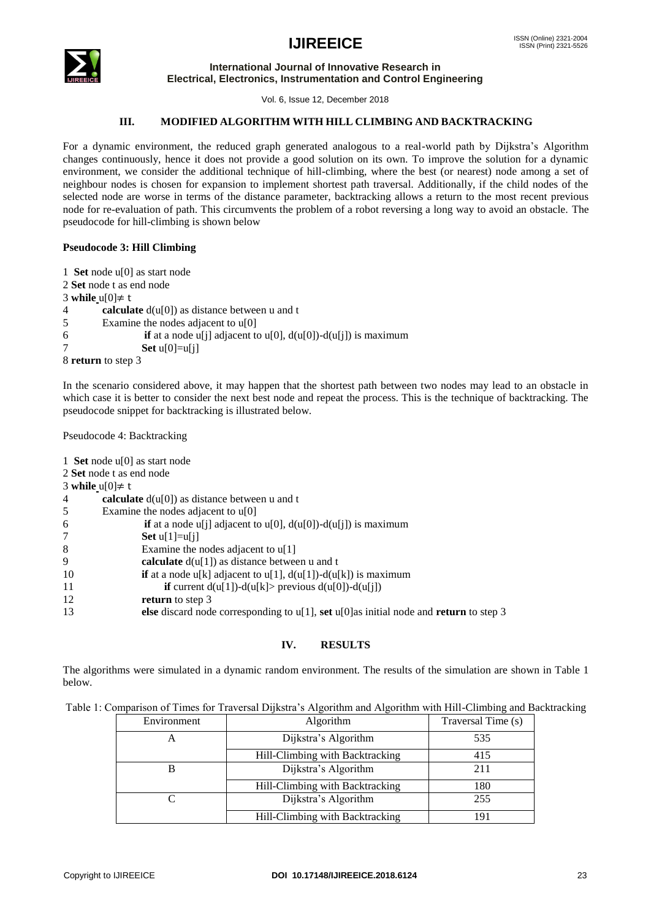### III. MODIFIED ALGORITHM WITH HILL CLIMBING AND BACKTRACKING

For a dynamic environment, the reduced graph generated analogous to a real-world path by Dijkstra's Algorithm changes continuously, hence it does not provide a good solution on its own. To improve the solution for a dynamic environment, we consider the additional technique of hill-climbing, where the best (or nearest) node among a set of neighbour nodes is chosen for expansion to implement shortest path traversal. Additionally, if the child nodes of the selected node are worse in terms of the distance parameter, backtracking allows a return to the most recent previous node for re-evaluation of path. This circumvents the problem of a robot reversing a long way to avoid an obstacle. The pseudocode for hill-climbing is shown below

**Pseudocode 3: Hill Climbing**

```
1 Set node u[0] as start node
2 Set node t as end node
3 while u[0]≠ t
4       calculate d(u[0]) as distance between u and t
5       Examine the nodes adjacent to u[0]
6             if at a node u[j] adjacent to u[0], d(u[0])-d(u[j]) is maximum
7             Set u[0]=u[j]
8 return to step 3
```

In the scenario considered above, it may happen that the shortest path between two nodes may lead to an obstacle in which case it is better to consider the next best node and repeat the process. This is the technique of backtracking. The pseudocode snippet for backtracking is illustrated below.

Pseudocode 4: Backtracking

```
1 Set node u[0] as start node
2 Set node t as end node
3 while u[0]≠ t
4       calculate d(u[0]) as distance between u and t
5       Examine the nodes adjacent to u[0]
6             if at a node u[j] adjacent to u[0], d(u[0])-d(u[j]) is maximum
7             Set u[1]=u[j]
8             Examine the nodes adjacent to u[1]
9             calculate d(u[1]) as distance between u and t
10            if at a node u[k] adjacent to u[1], d(u[1])-d(u[k]) is maximum
11                  if current d(u[1])-d(u[k]> previous d(u[0])-d(u[j])
12            return to step 3
13            else discard node corresponding to u[1], set u[0]as initial node and return to step 3
```

### IV. RESULTS

The algorithms were simulated in a dynamic random environment. The results of the simulation are shown in Table 1 below.

Table 1: Comparison of Times for Traversal Dijkstra's Algorithm and Algorithm with Hill-Climbing and Backtracking

| Environment | Algorithm | Traversal Time (s) |
|---|---|---|
| A | Dijkstra's Algorithm | 535 |
| | Hill-Climbing with Backtracking | 415 |
| B | Dijkstra's Algorithm | 211 |
| | Hill-Climbing with Backtracking | 180 |
| C | Dijkstra's Algorithm | 255 |
| | Hill-Climbing with Backtracking | 191 |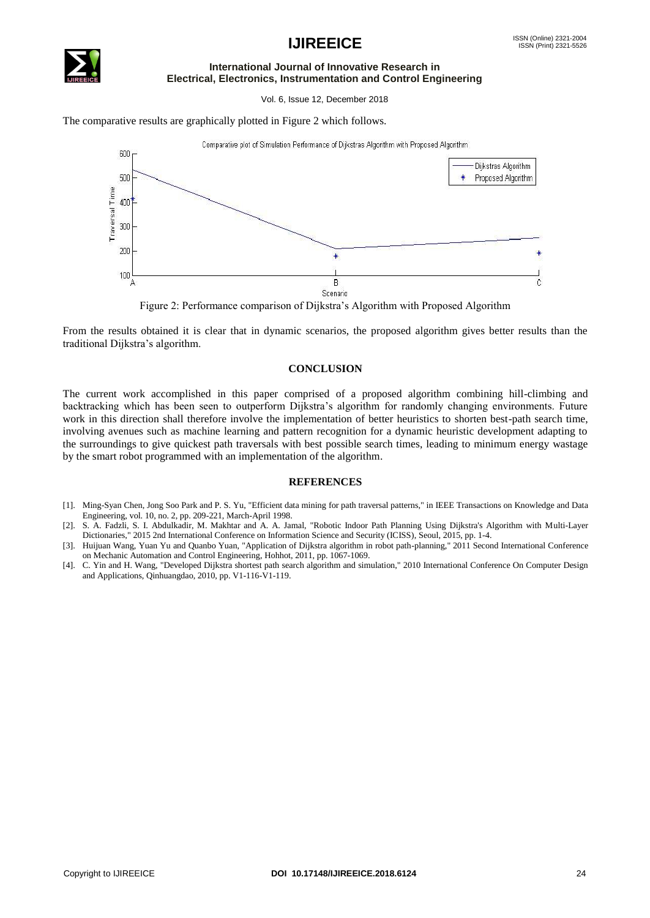The comparative results are graphically plotted in Figure 2 which follows.

Comparative plot of Simulation Performance of Dijkstras Algorithm with Proposed Algorithm

Traversal Time

600
500
400
300
200
100

A
B
C

Scenario

Dijkstras Algorithm
Proposed Algorithm

Figure 2: Performance comparison of Dijkstra's Algorithm with Proposed Algorithm

From the results obtained it is clear that in dynamic scenarios, the proposed algorithm gives better results than the traditional Dijkstra's algorithm.

## CONCLUSION

The current work accomplished in this paper comprised of a proposed algorithm combining hill-climbing and backtracking which has been seen to outperform Dijkstra's algorithm for randomly changing environments. Future work in this direction shall therefore involve the implementation of better heuristics to shorten best-path search time, involving avenues such as machine learning and pattern recognition for a dynamic heuristic development adapting to the surroundings to give quickest path traversals with best possible search times, leading to minimum energy wastage by the smart robot programmed with an implementation of the algorithm.

## REFERENCES

[1]. Ming-Syan Chen, Jong Soo Park and P. S. Yu, "Efficient data mining for path traversal patterns," in IEEE Transactions on Knowledge and Data Engineering, vol. 10, no. 2, pp. 209-221, March-April 1998.

[2]. S. A. Fadzli, S. I. Abdulkadir, M. Makhtar and A. A. Jamal, "Robotic Indoor Path Planning Using Dijkstra's Algorithm with Multi-Layer Dictionaries," 2015 2nd International Conference on Information Science and Security (ICISS), Seoul, 2015, pp. 1-4.

[3]. Huijuan Wang, Yuan Yu and Quanbo Yuan, "Application of Dijkstra algorithm in robot path-planning," 2011 Second International Conference on Mechanic Automation and Control Engineering, Hohhot, 2011, pp. 1067-1069.

[4]. C. Yin and H. Wang, "Developed Dijkstra shortest path search algorithm and simulation," 2010 International Conference On Computer Design and Applications, Qinhuangdao, 2010, pp. V1-116-V1-119.